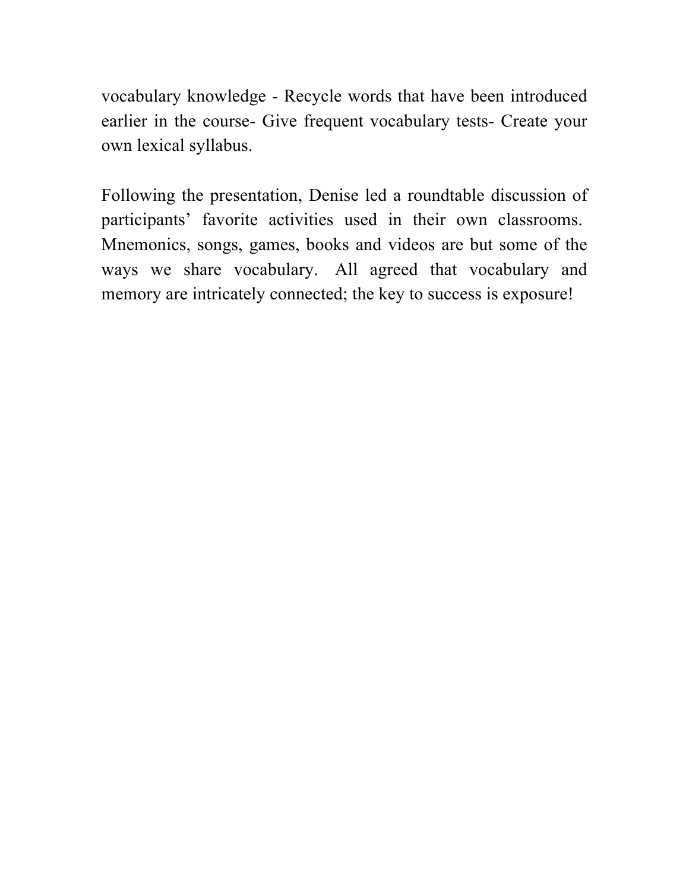vocabulary knowledge - Recycle words that have been introduced earlier in the course- Give frequent vocabulary tests- Create your own lexical syllabus.

Following the presentation, Denise led a roundtable discussion of participants' favorite activities used in their own classrooms. Mnemonics, songs, games, books and videos are but some of the ways we share vocabulary. All agreed that vocabulary and memory are intricately connected; the key to success is exposure!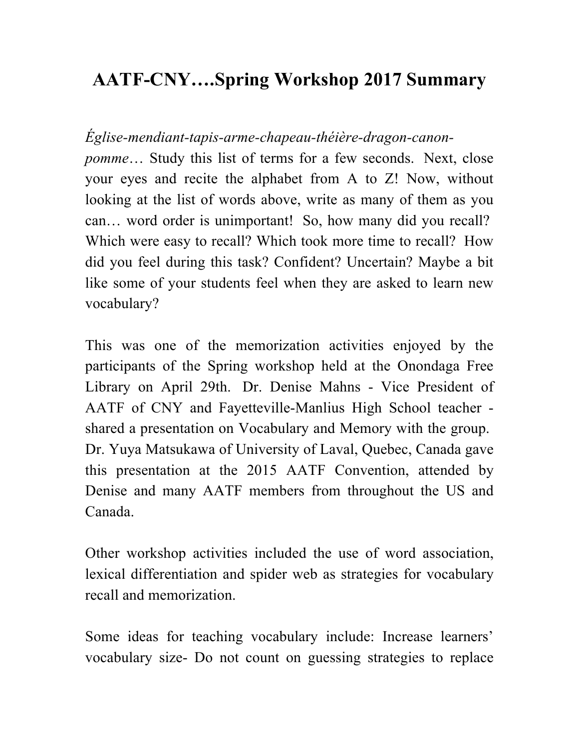# AATF-CNY….Spring Workshop 2017 Summary

*Église-mendiant-tapis-arme-chapeau-théière-dragon-canon-pomme*… Study this list of terms for a few seconds. Next, close your eyes and recite the alphabet from A to Z! Now, without looking at the list of words above, write as many of them as you can… word order is unimportant! So, how many did you recall? Which were easy to recall? Which took more time to recall? How did you feel during this task? Confident? Uncertain? Maybe a bit like some of your students feel when they are asked to learn new vocabulary?

This was one of the memorization activities enjoyed by the participants of the Spring workshop held at the Onondaga Free Library on April 29th. Dr. Denise Mahns - Vice President of AATF of CNY and Fayetteville-Manlius High School teacher - shared a presentation on Vocabulary and Memory with the group. Dr. Yuya Matsukawa of University of Laval, Quebec, Canada gave this presentation at the 2015 AATF Convention, attended by Denise and many AATF members from throughout the US and Canada.

Other workshop activities included the use of word association, lexical differentiation and spider web as strategies for vocabulary recall and memorization.

Some ideas for teaching vocabulary include: Increase learners' vocabulary size- Do not count on guessing strategies to replace